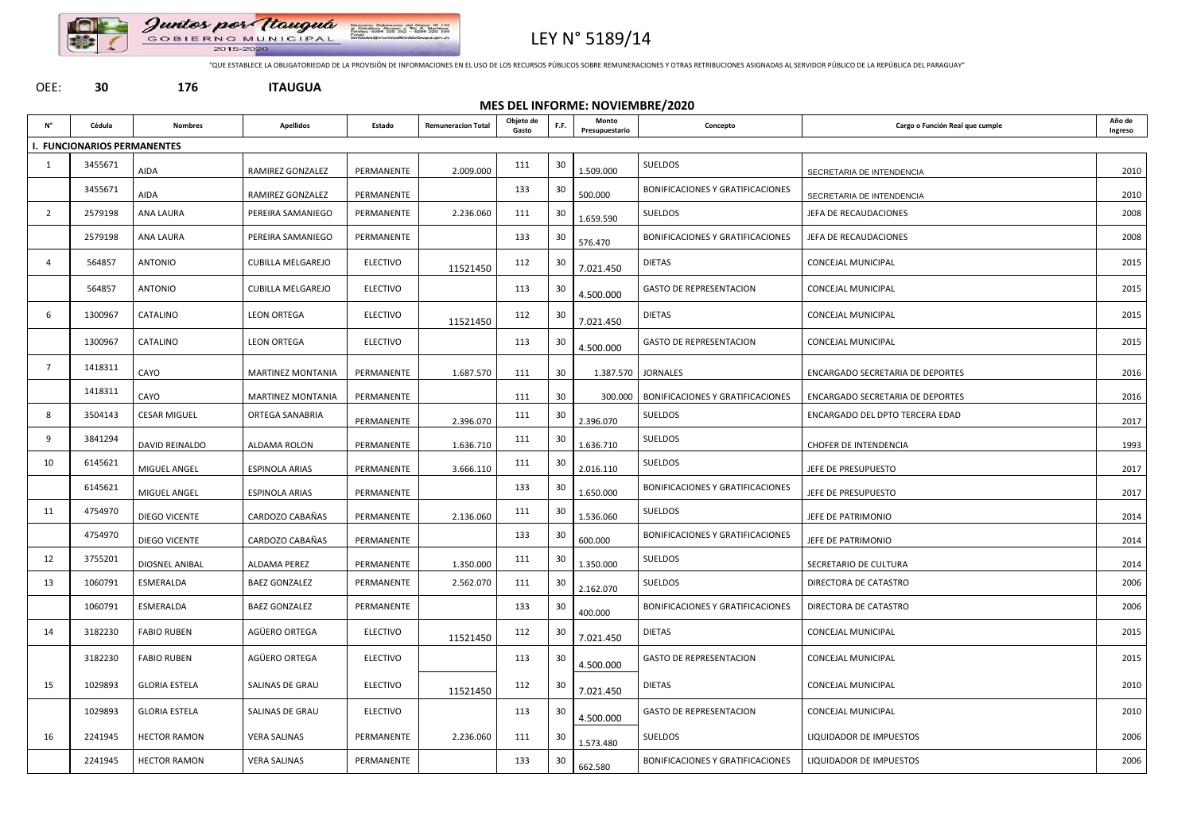Juntos por Itauguá
GOBIERNO MUNICIPAL
2015-2020

# LEY N° 5189/14

"QUE ESTABLECE LA OBLIGATORIEDAD DE LA PROVISIÓN DE INFORMACIONES EN EL USO DE LOS RECURSOS PÚBLICOS SOBRE REMUNERACIONES Y OTRAS RETRIBUCIONES ASIGNADAS AL SERVIDOR PÚBLICO DE LA REPÚBLICA DEL PARAGUAY"

OEE: **30** **176** **ITAUGUA**

**MES DEL INFORME: NOVIEMBRE/2020**

| N° | Cédula | Nombres | Apellidos | Estado | Remuneracion Total | Objeto de Gasto | F.F. | Monto Presupuestario | Concepto | Cargo o Función Real que cumple | Año de Ingreso |
|---|---|---|---|---|---|---|---|---|---|---|---|
| **I. FUNCIONARIOS PERMANENTES** | | | | | | | | | | | |
| 1 | 3455671 | AIDA | RAMIREZ GONZALEZ | PERMANENTE | 2.009.000 | 111 | 30 | 1.509.000 | SUELDOS | SECRETARIA DE INTENDENCIA | 2010 |
| | 3455671 | AIDA | RAMIREZ GONZALEZ | PERMANENTE | | 133 | 30 | 500.000 | BONIFICACIONES Y GRATIFICACIONES | SECRETARIA DE INTENDENCIA | 2010 |
| 2 | 2579198 | ANA LAURA | PEREIRA SAMANIEGO | PERMANENTE | 2.236.060 | 111 | 30 | 1.659.590 | SUELDOS | JEFA DE RECAUDACIONES | 2008 |
| | 2579198 | ANA LAURA | PEREIRA SAMANIEGO | PERMANENTE | | 133 | 30 | 576.470 | BONIFICACIONES Y GRATIFICACIONES | JEFA DE RECAUDACIONES | 2008 |
| 4 | 564857 | ANTONIO | CUBILLA MELGAREJO | ELECTIVO | 11521450 | 112 | 30 | 7.021.450 | DIETAS | CONCEJAL MUNICIPAL | 2015 |
| | 564857 | ANTONIO | CUBILLA MELGAREJO | ELECTIVO | | 113 | 30 | 4.500.000 | GASTO DE REPRESENTACION | CONCEJAL MUNICIPAL | 2015 |
| 6 | 1300967 | CATALINO | LEON ORTEGA | ELECTIVO | 11521450 | 112 | 30 | 7.021.450 | DIETAS | CONCEJAL MUNICIPAL | 2015 |
| | 1300967 | CATALINO | LEON ORTEGA | ELECTIVO | | 113 | 30 | 4.500.000 | GASTO DE REPRESENTACION | CONCEJAL MUNICIPAL | 2015 |
| 7 | 1418311 | CAYO | MARTINEZ MONTANIA | PERMANENTE | 1.687.570 | 111 | 30 | 1.387.570 | JORNALES | ENCARGADO SECRETARIA DE DEPORTES | 2016 |
| | 1418311 | CAYO | MARTINEZ MONTANIA | PERMANENTE | | 111 | 30 | 300.000 | BONIFICACIONES Y GRATIFICACIONES | ENCARGADO SECRETARIA DE DEPORTES | 2016 |
| 8 | 3504143 | CESAR MIGUEL | ORTEGA SANABRIA | PERMANENTE | 2.396.070 | 111 | 30 | 2.396.070 | SUELDOS | ENCARGADO DEL DPTO TERCERA EDAD | 2017 |
| 9 | 3841294 | DAVID REINALDO | ALDAMA ROLON | PERMANENTE | 1.636.710 | 111 | 30 | 1.636.710 | SUELDOS | CHOFER DE INTENDENCIA | 1993 |
| 10 | 6145621 | MIGUEL ANGEL | ESPINOLA ARIAS | PERMANENTE | 3.666.110 | 111 | 30 | 2.016.110 | SUELDOS | JEFE DE PRESUPUESTO | 2017 |
| | 6145621 | MIGUEL ANGEL | ESPINOLA ARIAS | PERMANENTE | | 133 | 30 | 1.650.000 | BONIFICACIONES Y GRATIFICACIONES | JEFE DE PRESUPUESTO | 2017 |
| 11 | 4754970 | DIEGO VICENTE | CARDOZO CABAÑAS | PERMANENTE | 2.136.060 | 111 | 30 | 1.536.060 | SUELDOS | JEFE DE PATRIMONIO | 2014 |
| | 4754970 | DIEGO VICENTE | CARDOZO CABAÑAS | PERMANENTE | | 133 | 30 | 600.000 | BONIFICACIONES Y GRATIFICACIONES | JEFE DE PATRIMONIO | 2014 |
| 12 | 3755201 | DIOSNEL ANIBAL | ALDAMA PEREZ | PERMANENTE | 1.350.000 | 111 | 30 | 1.350.000 | SUELDOS | SECRETARIO DE CULTURA | 2014 |
| 13 | 1060791 | ESMERALDA | BAEZ GONZALEZ | PERMANENTE | 2.562.070 | 111 | 30 | 2.162.070 | SUELDOS | DIRECTORA DE CATASTRO | 2006 |
| | 1060791 | ESMERALDA | BAEZ GONZALEZ | PERMANENTE | | 133 | 30 | 400.000 | BONIFICACIONES Y GRATIFICACIONES | DIRECTORA DE CATASTRO | 2006 |
| 14 | 3182230 | FABIO RUBEN | AGÜERO ORTEGA | ELECTIVO | 11521450 | 112 | 30 | 7.021.450 | DIETAS | CONCEJAL MUNICIPAL | 2015 |
| | 3182230 | FABIO RUBEN | AGÜERO ORTEGA | ELECTIVO | | 113 | 30 | 4.500.000 | GASTO DE REPRESENTACION | CONCEJAL MUNICIPAL | 2015 |
| 15 | 1029893 | GLORIA ESTELA | SALINAS DE GRAU | ELECTIVO | 11521450 | 112 | 30 | 7.021.450 | DIETAS | CONCEJAL MUNICIPAL | 2010 |
| | 1029893 | GLORIA ESTELA | SALINAS DE GRAU | ELECTIVO | | 113 | 30 | 4.500.000 | GASTO DE REPRESENTACION | CONCEJAL MUNICIPAL | 2010 |
| 16 | 2241945 | HECTOR RAMON | VERA SALINAS | PERMANENTE | 2.236.060 | 111 | 30 | 1.573.480 | SUELDOS | LIQUIDADOR DE IMPUESTOS | 2006 |
| | 2241945 | HECTOR RAMON | VERA SALINAS | PERMANENTE | | 133 | 30 | 662.580 | BONIFICACIONES Y GRATIFICACIONES | LIQUIDADOR DE IMPUESTOS | 2006 |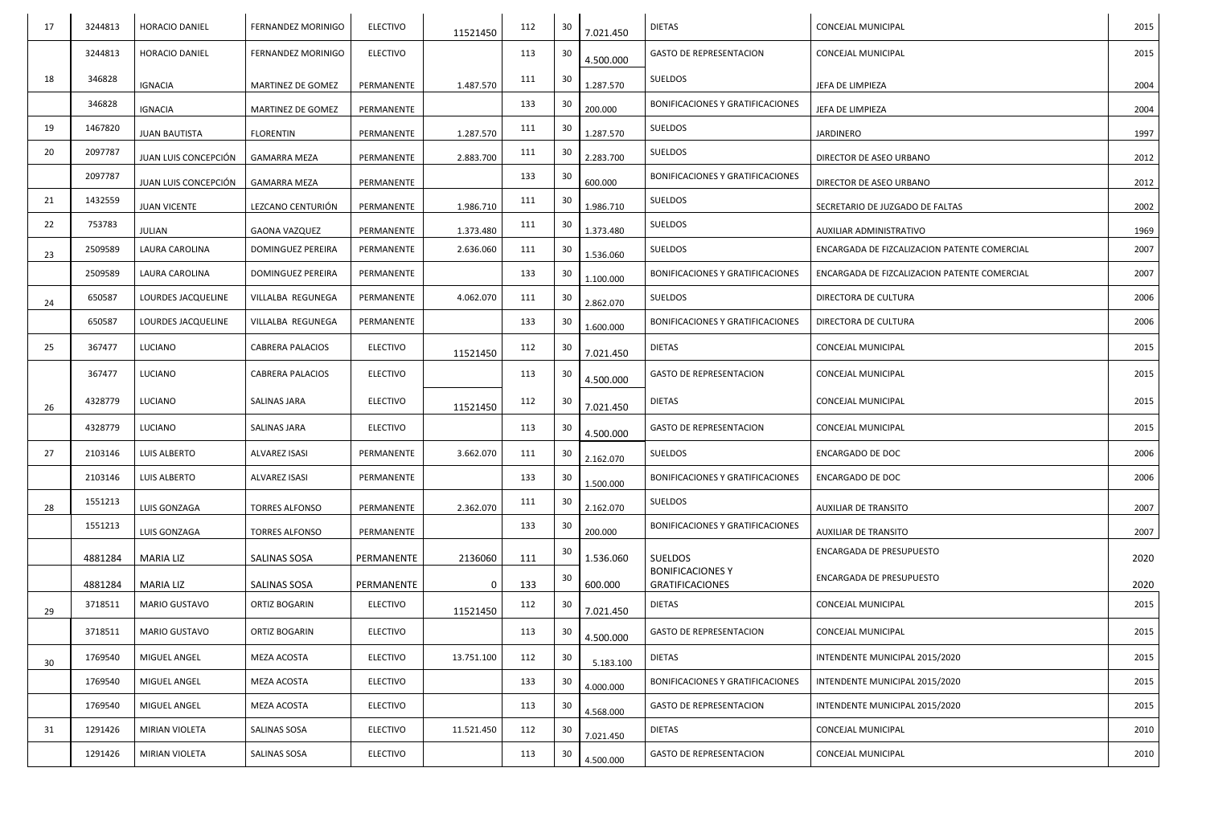| | | | | | | | | | | | |
|---|---|---|---|---|---|---|---|---|---|---|---|
| 17 | 3244813 | HORACIO DANIEL | FERNANDEZ MORINIGO | ELECTIVO | 11521450 | 112 | 30 | 7.021.450 | DIETAS | CONCEJAL MUNICIPAL | 2015 |
| | 3244813 | HORACIO DANIEL | FERNANDEZ MORINIGO | ELECTIVO | | 113 | 30 | 4.500.000 | GASTO DE REPRESENTACION | CONCEJAL MUNICIPAL | 2015 |
| 18 | 346828 | IGNACIA | MARTINEZ DE GOMEZ | PERMANENTE | 1.487.570 | 111 | 30 | 1.287.570 | SUELDOS | JEFA DE LIMPIEZA | 2004 |
| | 346828 | IGNACIA | MARTINEZ DE GOMEZ | PERMANENTE | | 133 | 30 | 200.000 | BONIFICACIONES Y GRATIFICACIONES | JEFA DE LIMPIEZA | 2004 |
| 19 | 1467820 | JUAN BAUTISTA | FLORENTIN | PERMANENTE | 1.287.570 | 111 | 30 | 1.287.570 | SUELDOS | JARDINERO | 1997 |
| 20 | 2097787 | JUAN LUIS CONCEPCIÓN | GAMARRA MEZA | PERMANENTE | 2.883.700 | 111 | 30 | 2.283.700 | SUELDOS | DIRECTOR DE ASEO URBANO | 2012 |
| | 2097787 | JUAN LUIS CONCEPCIÓN | GAMARRA MEZA | PERMANENTE | | 133 | 30 | 600.000 | BONIFICACIONES Y GRATIFICACIONES | DIRECTOR DE ASEO URBANO | 2012 |
| 21 | 1432559 | JUAN VICENTE | LEZCANO CENTURIÓN | PERMANENTE | 1.986.710 | 111 | 30 | 1.986.710 | SUELDOS | SECRETARIO DE JUZGADO DE FALTAS | 2002 |
| 22 | 753783 | JULIAN | GAONA VAZQUEZ | PERMANENTE | 1.373.480 | 111 | 30 | 1.373.480 | SUELDOS | AUXILIAR ADMINISTRATIVO | 1969 |
| 23 | 2509589 | LAURA CAROLINA | DOMINGUEZ PEREIRA | PERMANENTE | 2.636.060 | 111 | 30 | 1.536.060 | SUELDOS | ENCARGADA DE FIZCALIZACION PATENTE COMERCIAL | 2007 |
| | 2509589 | LAURA CAROLINA | DOMINGUEZ PEREIRA | PERMANENTE | | 133 | 30 | 1.100.000 | BONIFICACIONES Y GRATIFICACIONES | ENCARGADA DE FIZCALIZACION PATENTE COMERCIAL | 2007 |
| 24 | 650587 | LOURDES JACQUELINE | VILLALBA REGUNEGA | PERMANENTE | 4.062.070 | 111 | 30 | 2.862.070 | SUELDOS | DIRECTORA DE CULTURA | 2006 |
| | 650587 | LOURDES JACQUELINE | VILLALBA REGUNEGA | PERMANENTE | | 133 | 30 | 1.600.000 | BONIFICACIONES Y GRATIFICACIONES | DIRECTORA DE CULTURA | 2006 |
| 25 | 367477 | LUCIANO | CABRERA PALACIOS | ELECTIVO | 11521450 | 112 | 30 | 7.021.450 | DIETAS | CONCEJAL MUNICIPAL | 2015 |
| | 367477 | LUCIANO | CABRERA PALACIOS | ELECTIVO | | 113 | 30 | 4.500.000 | GASTO DE REPRESENTACION | CONCEJAL MUNICIPAL | 2015 |
| 26 | 4328779 | LUCIANO | SALINAS JARA | ELECTIVO | 11521450 | 112 | 30 | 7.021.450 | DIETAS | CONCEJAL MUNICIPAL | 2015 |
| | 4328779 | LUCIANO | SALINAS JARA | ELECTIVO | | 113 | 30 | 4.500.000 | GASTO DE REPRESENTACION | CONCEJAL MUNICIPAL | 2015 |
| 27 | 2103146 | LUIS ALBERTO | ALVAREZ ISASI | PERMANENTE | 3.662.070 | 111 | 30 | 2.162.070 | SUELDOS | ENCARGADO DE DOC | 2006 |
| | 2103146 | LUIS ALBERTO | ALVAREZ ISASI | PERMANENTE | | 133 | 30 | 1.500.000 | BONIFICACIONES Y GRATIFICACIONES | ENCARGADO DE DOC | 2006 |
| 28 | 1551213 | LUIS GONZAGA | TORRES ALFONSO | PERMANENTE | 2.362.070 | 111 | 30 | 2.162.070 | SUELDOS | AUXILIAR DE TRANSITO | 2007 |
| | 1551213 | LUIS GONZAGA | TORRES ALFONSO | PERMANENTE | | 133 | 30 | 200.000 | BONIFICACIONES Y GRATIFICACIONES | AUXILIAR DE TRANSITO | 2007 |
| | 4881284 | MARIA LIZ | SALINAS SOSA | PERMANENTE | 2136060 | 111 | 30 | 1.536.060 | SUELDOS | ENCARGADA DE PRESUPUESTO | 2020 |
| | 4881284 | MARIA LIZ | SALINAS SOSA | PERMANENTE | 0 | 133 | 30 | 600.000 | BONIFICACIONES Y GRATIFICACIONES | ENCARGADA DE PRESUPUESTO | 2020 |
| 29 | 3718511 | MARIO GUSTAVO | ORTIZ BOGARIN | ELECTIVO | 11521450 | 112 | 30 | 7.021.450 | DIETAS | CONCEJAL MUNICIPAL | 2015 |
| | 3718511 | MARIO GUSTAVO | ORTIZ BOGARIN | ELECTIVO | | 113 | 30 | 4.500.000 | GASTO DE REPRESENTACION | CONCEJAL MUNICIPAL | 2015 |
| 30 | 1769540 | MIGUEL ANGEL | MEZA ACOSTA | ELECTIVO | 13.751.100 | 112 | 30 | 5.183.100 | DIETAS | INTENDENTE MUNICIPAL 2015/2020 | 2015 |
| | 1769540 | MIGUEL ANGEL | MEZA ACOSTA | ELECTIVO | | 133 | 30 | 4.000.000 | BONIFICACIONES Y GRATIFICACIONES | INTENDENTE MUNICIPAL 2015/2020 | 2015 |
| | 1769540 | MIGUEL ANGEL | MEZA ACOSTA | ELECTIVO | | 113 | 30 | 4.568.000 | GASTO DE REPRESENTACION | INTENDENTE MUNICIPAL 2015/2020 | 2015 |
| 31 | 1291426 | MIRIAN VIOLETA | SALINAS SOSA | ELECTIVO | 11.521.450 | 112 | 30 | 7.021.450 | DIETAS | CONCEJAL MUNICIPAL | 2010 |
| | 1291426 | MIRIAN VIOLETA | SALINAS SOSA | ELECTIVO | | 113 | 30 | 4.500.000 | GASTO DE REPRESENTACION | CONCEJAL MUNICIPAL | 2010 |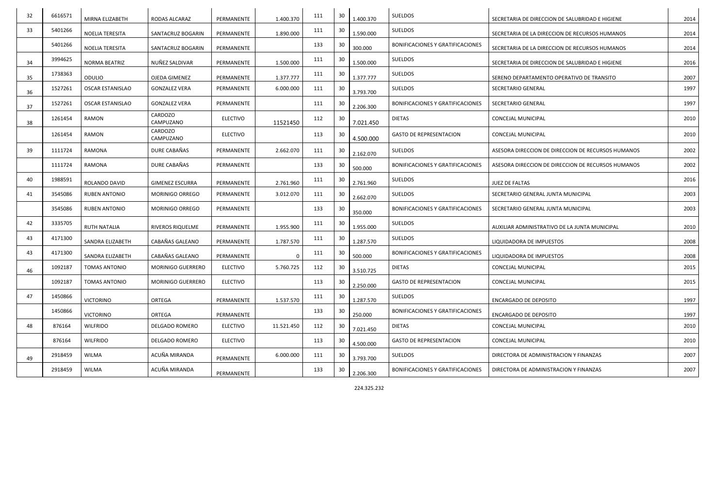| 32 | 6616571 | MIRNA ELIZABETH | RODAS ALCARAZ | PERMANENTE | 1.400.370 | 111 | 30 | 1.400.370 | SUELDOS | SECRETARIA DE DIRECCION DE SALUBRIDAD E HIGIENE | 2014 |
|---|---|---|---|---|---|---|---|---|---|---|---|
| 33 | 5401266 | NOELIA TERESITA | SANTACRUZ BOGARIN | PERMANENTE | 1.890.000 | 111 | 30 | 1.590.000 | SUELDOS | SECRETARIA DE LA DIRECCION DE RECURSOS HUMANOS | 2014 |
| | 5401266 | NOELIA TERESITA | SANTACRUZ BOGARIN | PERMANENTE | | 133 | 30 | 300.000 | BONIFICACIONES Y GRATIFICACIONES | SECRETARIA DE LA DIRECCION DE RECURSOS HUMANOS | 2014 |
| 34 | 3994625 | NORMA BEATRIZ | NUÑEZ SALDIVAR | PERMANENTE | 1.500.000 | 111 | 30 | 1.500.000 | SUELDOS | SECRETARIA DE DIRECCION DE SALUBRIDAD E HIGIENE | 2016 |
| 35 | 1738363 | ODULIO | OJEDA GIMENEZ | PERMANENTE | 1.377.777 | 111 | 30 | 1.377.777 | SUELDOS | SERENO DEPARTAMENTO OPERATIVO DE TRANSITO | 2007 |
| 36 | 1527261 | OSCAR ESTANISLAO | GONZALEZ VERA | PERMANENTE | 6.000.000 | 111 | 30 | 3.793.700 | SUELDOS | SECRETARIO GENERAL | 1997 |
| 37 | 1527261 | OSCAR ESTANISLAO | GONZALEZ VERA | PERMANENTE | | 111 | 30 | 2.206.300 | BONIFICACIONES Y GRATIFICACIONES | SECRETARIO GENERAL | 1997 |
| 38 | 1261454 | RAMON | CARDOZO CAMPUZANO | ELECTIVO | 11521450 | 112 | 30 | 7.021.450 | DIETAS | CONCEJAL MUNICIPAL | 2010 |
| | 1261454 | RAMON | CARDOZO CAMPUZANO | ELECTIVO | | 113 | 30 | 4.500.000 | GASTO DE REPRESENTACION | CONCEJAL MUNICIPAL | 2010 |
| 39 | 1111724 | RAMONA | DURE CABAÑAS | PERMANENTE | 2.662.070 | 111 | 30 | 2.162.070 | SUELDOS | ASESORA DIRECCION DE DIRECCION DE RECURSOS HUMANOS | 2002 |
| | 1111724 | RAMONA | DURE CABAÑAS | PERMANENTE | | 133 | 30 | 500.000 | BONIFICACIONES Y GRATIFICACIONES | ASESORA DIRECCION DE DIRECCION DE RECURSOS HUMANOS | 2002 |
| 40 | 1988591 | ROLANDO DAVID | GIMENEZ ESCURRA | PERMANENTE | 2.761.960 | 111 | 30 | 2.761.960 | SUELDOS | JUEZ DE FALTAS | 2016 |
| 41 | 3545086 | RUBEN ANTONIO | MORINIGO ORREGO | PERMANENTE | 3.012.070 | 111 | 30 | 2.662.070 | SUELDOS | SECRETARIO GENERAL JUNTA MUNICIPAL | 2003 |
| | 3545086 | RUBEN ANTONIO | MORINIGO ORREGO | PERMANENTE | | 133 | 30 | 350.000 | BONIFICACIONES Y GRATIFICACIONES | SECRETARIO GENERAL JUNTA MUNICIPAL | 2003 |
| 42 | 3335705 | RUTH NATALIA | RIVEROS RIQUELME | PERMANENTE | 1.955.900 | 111 | 30 | 1.955.000 | SUELDOS | AUXILIAR ADMINISTRATIVO DE LA JUNTA MUNICIPAL | 2010 |
| 43 | 4171300 | SANDRA ELIZABETH | CABAÑAS GALEANO | PERMANENTE | 1.787.570 | 111 | 30 | 1.287.570 | SUELDOS | LIQUIDADORA DE IMPUESTOS | 2008 |
| 43 | 4171300 | SANDRA ELIZABETH | CABAÑAS GALEANO | PERMANENTE | 0 | 111 | 30 | 500.000 | BONIFICACIONES Y GRATIFICACIONES | LIQUIDADORA DE IMPUESTOS | 2008 |
| 46 | 1092187 | TOMAS ANTONIO | MORINIGO GUERRERO | ELECTIVO | 5.760.725 | 112 | 30 | 3.510.725 | DIETAS | CONCEJAL MUNICIPAL | 2015 |
| | 1092187 | TOMAS ANTONIO | MORINIGO GUERRERO | ELECTIVO | | 113 | 30 | 2.250.000 | GASTO DE REPRESENTACION | CONCEJAL MUNICIPAL | 2015 |
| 47 | 1450866 | VICTORINO | ORTEGA | PERMANENTE | 1.537.570 | 111 | 30 | 1.287.570 | SUELDOS | ENCARGADO DE DEPOSITO | 1997 |
| | 1450866 | VICTORINO | ORTEGA | PERMANENTE | | 133 | 30 | 250.000 | BONIFICACIONES Y GRATIFICACIONES | ENCARGADO DE DEPOSITO | 1997 |
| 48 | 876164 | WILFRIDO | DELGADO ROMERO | ELECTIVO | 11.521.450 | 112 | 30 | 7.021.450 | DIETAS | CONCEJAL MUNICIPAL | 2010 |
| | 876164 | WILFRIDO | DELGADO ROMERO | ELECTIVO | | 113 | 30 | 4.500.000 | GASTO DE REPRESENTACION | CONCEJAL MUNICIPAL | 2010 |
| 49 | 2918459 | WILMA | ACUÑA MIRANDA | PERMANENTE | 6.000.000 | 111 | 30 | 3.793.700 | SUELDOS | DIRECTORA DE ADMINISTRACION Y FINANZAS | 2007 |
| | 2918459 | WILMA | ACUÑA MIRANDA | PERMANENTE | | 133 | 30 | 2.206.300 | BONIFICACIONES Y GRATIFICACIONES | DIRECTORA DE ADMINISTRACION Y FINANZAS | 2007 |

224.325.232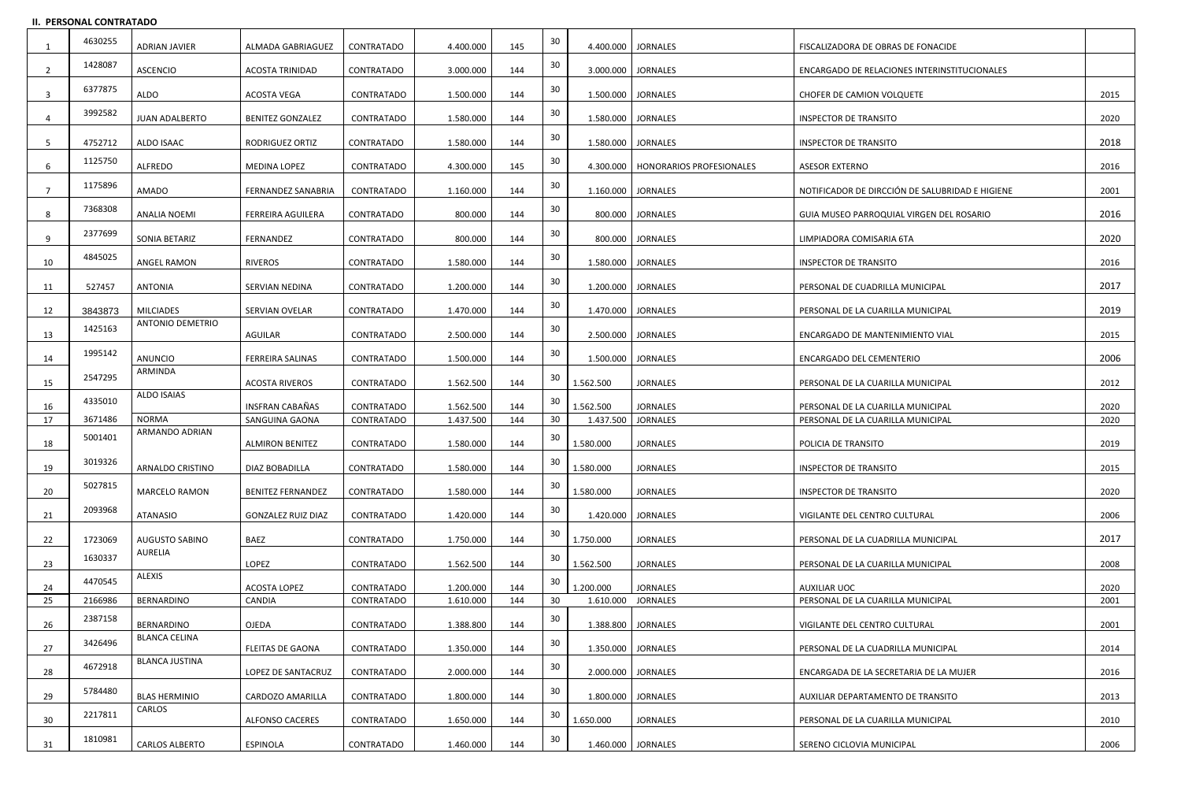## II. PERSONAL CONTRATADO

| | | | | | | | | | | | |
|---|---|---|---|---|---|---|---|---|---|---|---|
| 1 | 4630255 | ADRIAN JAVIER | ALMADA GABRIAGUEZ | CONTRATADO | 4.400.000 | 145 | 30 | 4.400.000 | JORNALES | FISCALIZADORA DE OBRAS DE FONACIDE | |
| 2 | 1428087 | ASCENCIO | ACOSTA TRINIDAD | CONTRATADO | 3.000.000 | 144 | 30 | 3.000.000 | JORNALES | ENCARGADO DE RELACIONES INTERINSTITUCIONALES | |
| 3 | 6377875 | ALDO | ACOSTA VEGA | CONTRATADO | 1.500.000 | 144 | 30 | 1.500.000 | JORNALES | CHOFER DE CAMION VOLQUETE | 2015 |
| 4 | 3992582 | JUAN ADALBERTO | BENITEZ GONZALEZ | CONTRATADO | 1.580.000 | 144 | 30 | 1.580.000 | JORNALES | INSPECTOR DE TRANSITO | 2020 |
| 5 | 4752712 | ALDO ISAAC | RODRIGUEZ ORTIZ | CONTRATADO | 1.580.000 | 144 | 30 | 1.580.000 | JORNALES | INSPECTOR DE TRANSITO | 2018 |
| 6 | 1125750 | ALFREDO | MEDINA LOPEZ | CONTRATADO | 4.300.000 | 145 | 30 | 4.300.000 | HONORARIOS PROFESIONALES | ASESOR EXTERNO | 2016 |
| 7 | 1175896 | AMADO | FERNANDEZ SANABRIA | CONTRATADO | 1.160.000 | 144 | 30 | 1.160.000 | JORNALES | NOTIFICADOR DE DIRCCIÓN DE SALUBRIDAD E HIGIENE | 2001 |
| 8 | 7368308 | ANALIA NOEMI | FERREIRA AGUILERA | CONTRATADO | 800.000 | 144 | 30 | 800.000 | JORNALES | GUIA MUSEO PARROQUIAL VIRGEN DEL ROSARIO | 2016 |
| 9 | 2377699 | SONIA BETARIZ | FERNANDEZ | CONTRATADO | 800.000 | 144 | 30 | 800.000 | JORNALES | LIMPIADORA COMISARIA 6TA | 2020 |
| 10 | 4845025 | ANGEL RAMON | RIVEROS | CONTRATADO | 1.580.000 | 144 | 30 | 1.580.000 | JORNALES | INSPECTOR DE TRANSITO | 2016 |
| 11 | 527457 | ANTONIA | SERVIAN NEDINA | CONTRATADO | 1.200.000 | 144 | 30 | 1.200.000 | JORNALES | PERSONAL DE CUADRILLA MUNICIPAL | 2017 |
| 12 | 3843873 | MILCIADES | SERVIAN OVELAR | CONTRATADO | 1.470.000 | 144 | 30 | 1.470.000 | JORNALES | PERSONAL DE LA CUARILLA MUNICIPAL | 2019 |
| 13 | 1425163 | ANTONIO DEMETRIO | AGUILAR | CONTRATADO | 2.500.000 | 144 | 30 | 2.500.000 | JORNALES | ENCARGADO DE MANTENIMIENTO VIAL | 2015 |
| 14 | 1995142 | ANUNCIO | FERREIRA SALINAS | CONTRATADO | 1.500.000 | 144 | 30 | 1.500.000 | JORNALES | ENCARGADO DEL CEMENTERIO | 2006 |
| 15 | 2547295 | ARMINDA | ACOSTA RIVEROS | CONTRATADO | 1.562.500 | 144 | 30 | 1.562.500 | JORNALES | PERSONAL DE LA CUARILLA MUNICIPAL | 2012 |
| 16 | 4335010 | ALDO ISAIAS | INSFRAN CABAÑAS | CONTRATADO | 1.562.500 | 144 | 30 | 1.562.500 | JORNALES | PERSONAL DE LA CUARILLA MUNICIPAL | 2020 |
| 17 | 3671486 | NORMA | SANGUINA GAONA | CONTRATADO | 1.437.500 | 144 | 30 | 1.437.500 | JORNALES | PERSONAL DE LA CUARILLA MUNICIPAL | 2020 |
| 18 | 5001401 | ARMANDO ADRIAN | ALMIRON BENITEZ | CONTRATADO | 1.580.000 | 144 | 30 | 1.580.000 | JORNALES | POLICIA DE TRANSITO | 2019 |
| 19 | 3019326 | ARNALDO CRISTINO | DIAZ BOBADILLA | CONTRATADO | 1.580.000 | 144 | 30 | 1.580.000 | JORNALES | INSPECTOR DE TRANSITO | 2015 |
| 20 | 5027815 | MARCELO RAMON | BENITEZ FERNANDEZ | CONTRATADO | 1.580.000 | 144 | 30 | 1.580.000 | JORNALES | INSPECTOR DE TRANSITO | 2020 |
| 21 | 2093968 | ATANASIO | GONZALEZ RUIZ DIAZ | CONTRATADO | 1.420.000 | 144 | 30 | 1.420.000 | JORNALES | VIGILANTE DEL CENTRO CULTURAL | 2006 |
| 22 | 1723069 | AUGUSTO SABINO | BAEZ | CONTRATADO | 1.750.000 | 144 | 30 | 1.750.000 | JORNALES | PERSONAL DE LA CUADRILLA MUNICIPAL | 2017 |
| 23 | 1630337 | AURELIA | LOPEZ | CONTRATADO | 1.562.500 | 144 | 30 | 1.562.500 | JORNALES | PERSONAL DE LA CUARILLA MUNICIPAL | 2008 |
| 24 | 4470545 | ALEXIS | ACOSTA LOPEZ | CONTRATADO | 1.200.000 | 144 | 30 | 1.200.000 | JORNALES | AUXILIAR UOC | 2020 |
| 25 | 2166986 | BERNARDINO | CANDIA | CONTRATADO | 1.610.000 | 144 | 30 | 1.610.000 | JORNALES | PERSONAL DE LA CUARILLA MUNICIPAL | 2001 |
| 26 | 2387158 | BERNARDINO | OJEDA | CONTRATADO | 1.388.800 | 144 | 30 | 1.388.800 | JORNALES | VIGILANTE DEL CENTRO CULTURAL | 2001 |
| 27 | 3426496 | BLANCA CELINA | FLEITAS DE GAONA | CONTRATADO | 1.350.000 | 144 | 30 | 1.350.000 | JORNALES | PERSONAL DE LA CUADRILLA MUNICIPAL | 2014 |
| 28 | 4672918 | BLANCA JUSTINA | LOPEZ DE SANTACRUZ | CONTRATADO | 2.000.000 | 144 | 30 | 2.000.000 | JORNALES | ENCARGADA DE LA SECRETARIA DE LA MUJER | 2016 |
| 29 | 5784480 | BLAS HERMINIO | CARDOZO AMARILLA | CONTRATADO | 1.800.000 | 144 | 30 | 1.800.000 | JORNALES | AUXILIAR DEPARTAMENTO DE TRANSITO | 2013 |
| 30 | 2217811 | CARLOS | ALFONSO CACERES | CONTRATADO | 1.650.000 | 144 | 30 | 1.650.000 | JORNALES | PERSONAL DE LA CUARILLA MUNICIPAL | 2010 |
| 31 | 1810981 | CARLOS ALBERTO | ESPINOLA | CONTRATADO | 1.460.000 | 144 | 30 | 1.460.000 | JORNALES | SERENO CICLOVIA MUNICIPAL | 2006 |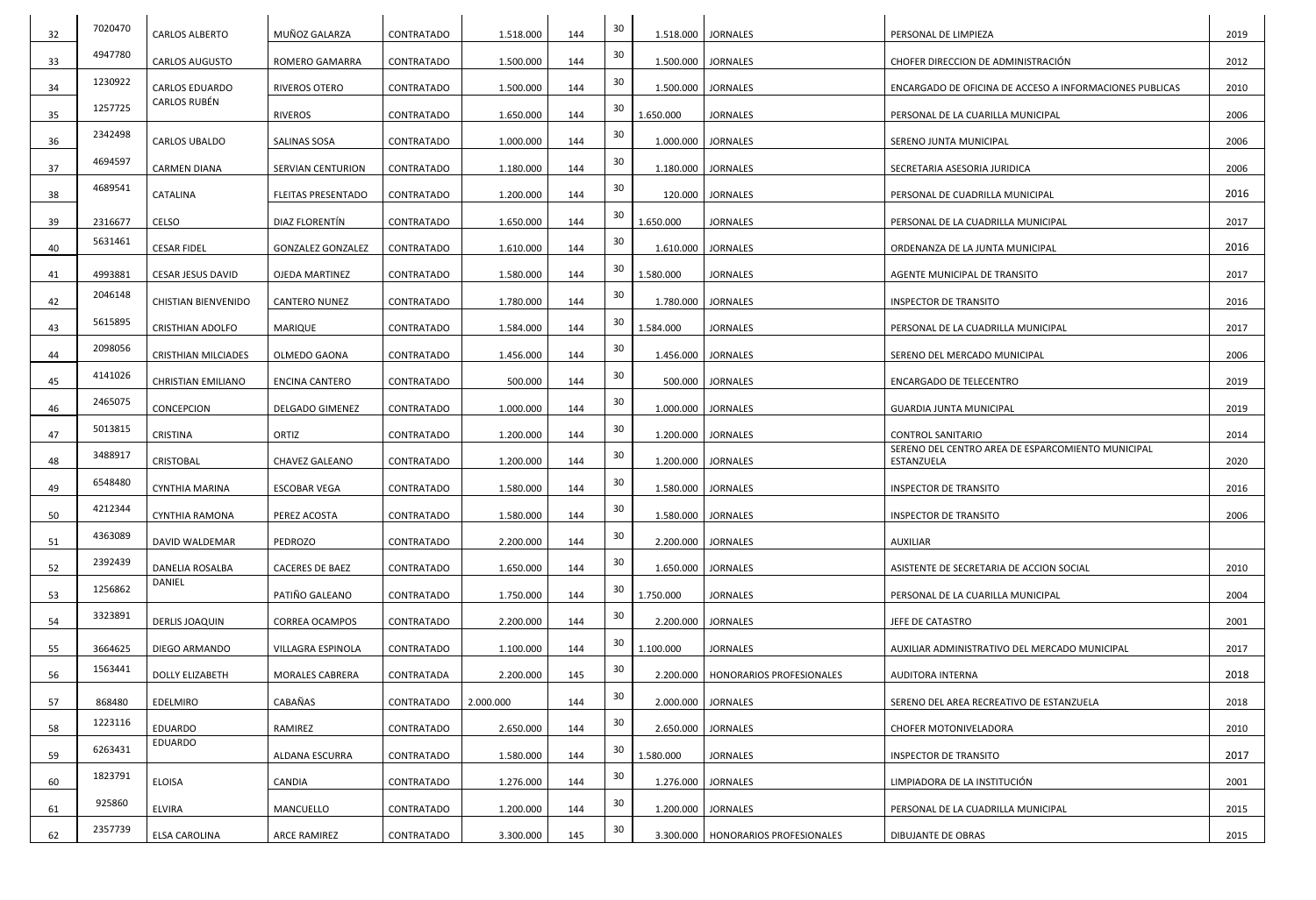| | | | | | | | | | | | |
|---|---|---|---|---|---|---|---|---|---|---|---|
| 32 | 7020470 | CARLOS ALBERTO | MUÑOZ GALARZA | CONTRATADO | 1.518.000 | 144 | 30 | 1.518.000 | JORNALES | PERSONAL DE LIMPIEZA | 2019 |
| 33 | 4947780 | CARLOS AUGUSTO | ROMERO GAMARRA | CONTRATADO | 1.500.000 | 144 | 30 | 1.500.000 | JORNALES | CHOFER DIRECCION DE ADMINISTRACIÓN | 2012 |
| 34 | 1230922 | CARLOS EDUARDO | RIVEROS OTERO | CONTRATADO | 1.500.000 | 144 | 30 | 1.500.000 | JORNALES | ENCARGADO DE OFICINA DE ACCESO A INFORMACIONES PUBLICAS | 2010 |
| 35 | 1257725 | CARLOS RUBÉN | RIVEROS | CONTRATADO | 1.650.000 | 144 | 30 | 1.650.000 | JORNALES | PERSONAL DE LA CUARILLA MUNICIPAL | 2006 |
| 36 | 2342498 | CARLOS UBALDO | SALINAS SOSA | CONTRATADO | 1.000.000 | 144 | 30 | 1.000.000 | JORNALES | SERENO JUNTA MUNICIPAL | 2006 |
| 37 | 4694597 | CARMEN DIANA | SERVIAN CENTURION | CONTRATADO | 1.180.000 | 144 | 30 | 1.180.000 | JORNALES | SECRETARIA ASESORIA JURIDICA | 2006 |
| 38 | 4689541 | CATALINA | FLEITAS PRESENTADO | CONTRATADO | 1.200.000 | 144 | 30 | 120.000 | JORNALES | PERSONAL DE CUADRILLA MUNICIPAL | 2016 |
| 39 | 2316677 | CELSO | DIAZ FLORENTÍN | CONTRATADO | 1.650.000 | 144 | 30 | 1.650.000 | JORNALES | PERSONAL DE LA CUADRILLA MUNICIPAL | 2017 |
| 40 | 5631461 | CESAR FIDEL | GONZALEZ GONZALEZ | CONTRATADO | 1.610.000 | 144 | 30 | 1.610.000 | JORNALES | ORDENANZA DE LA JUNTA MUNICIPAL | 2016 |
| 41 | 4993881 | CESAR JESUS DAVID | OJEDA MARTINEZ | CONTRATADO | 1.580.000 | 144 | 30 | 1.580.000 | JORNALES | AGENTE MUNICIPAL DE TRANSITO | 2017 |
| 42 | 2046148 | CHISTIAN BIENVENIDO | CANTERO NUNEZ | CONTRATADO | 1.780.000 | 144 | 30 | 1.780.000 | JORNALES | INSPECTOR DE TRANSITO | 2016 |
| 43 | 5615895 | CRISTHIAN ADOLFO | MARIQUE | CONTRATADO | 1.584.000 | 144 | 30 | 1.584.000 | JORNALES | PERSONAL DE LA CUADRILLA MUNICIPAL | 2017 |
| 44 | 2098056 | CRISTHIAN MILCIADES | OLMEDO GAONA | CONTRATADO | 1.456.000 | 144 | 30 | 1.456.000 | JORNALES | SERENO DEL MERCADO MUNICIPAL | 2006 |
| 45 | 4141026 | CHRISTIAN EMILIANO | ENCINA CANTERO | CONTRATADO | 500.000 | 144 | 30 | 500.000 | JORNALES | ENCARGADO DE TELECENTRO | 2019 |
| 46 | 2465075 | CONCEPCION | DELGADO GIMENEZ | CONTRATADO | 1.000.000 | 144 | 30 | 1.000.000 | JORNALES | GUARDIA JUNTA MUNICIPAL | 2019 |
| 47 | 5013815 | CRISTINA | ORTIZ | CONTRATADO | 1.200.000 | 144 | 30 | 1.200.000 | JORNALES | CONTROL SANITARIO | 2014 |
| 48 | 3488917 | CRISTOBAL | CHAVEZ GALEANO | CONTRATADO | 1.200.000 | 144 | 30 | 1.200.000 | JORNALES | SERENO DEL CENTRO AREA DE ESPARCOMIENTO MUNICIPAL ESTANZUELA | 2020 |
| 49 | 6548480 | CYNTHIA MARINA | ESCOBAR VEGA | CONTRATADO | 1.580.000 | 144 | 30 | 1.580.000 | JORNALES | INSPECTOR DE TRANSITO | 2016 |
| 50 | 4212344 | CYNTHIA RAMONA | PEREZ ACOSTA | CONTRATADO | 1.580.000 | 144 | 30 | 1.580.000 | JORNALES | INSPECTOR DE TRANSITO | 2006 |
| 51 | 4363089 | DAVID WALDEMAR | PEDROZO | CONTRATADO | 2.200.000 | 144 | 30 | 2.200.000 | JORNALES | AUXILIAR | |
| 52 | 2392439 | DANELIA ROSALBA | CACERES DE BAEZ | CONTRATADO | 1.650.000 | 144 | 30 | 1.650.000 | JORNALES | ASISTENTE DE SECRETARIA DE ACCION SOCIAL | 2010 |
| 53 | 1256862 | DANIEL | PATIÑO GALEANO | CONTRATADO | 1.750.000 | 144 | 30 | 1.750.000 | JORNALES | PERSONAL DE LA CUARILLA MUNICIPAL | 2004 |
| 54 | 3323891 | DERLIS JOAQUIN | CORREA OCAMPOS | CONTRATADO | 2.200.000 | 144 | 30 | 2.200.000 | JORNALES | JEFE DE CATASTRO | 2001 |
| 55 | 3664625 | DIEGO ARMANDO | VILLAGRA ESPINOLA | CONTRATADO | 1.100.000 | 144 | 30 | 1.100.000 | JORNALES | AUXILIAR ADMINISTRATIVO DEL MERCADO MUNICIPAL | 2017 |
| 56 | 1563441 | DOLLY ELIZABETH | MORALES CABRERA | CONTRATADA | 2.200.000 | 145 | 30 | 2.200.000 | HONORARIOS PROFESIONALES | AUDITORA INTERNA | 2018 |
| 57 | 868480 | EDELMIRO | CABAÑAS | CONTRATADO | 2.000.000 | 144 | 30 | 2.000.000 | JORNALES | SERENO DEL AREA RECREATIVO DE ESTANZUELA | 2018 |
| 58 | 1223116 | EDUARDO | RAMIREZ | CONTRATADO | 2.650.000 | 144 | 30 | 2.650.000 | JORNALES | CHOFER MOTONIVELADORA | 2010 |
| 59 | 6263431 | EDUARDO | ALDANA ESCURRA | CONTRATADO | 1.580.000 | 144 | 30 | 1.580.000 | JORNALES | INSPECTOR DE TRANSITO | 2017 |
| 60 | 1823791 | ELOISA | CANDIA | CONTRATADO | 1.276.000 | 144 | 30 | 1.276.000 | JORNALES | LIMPIADORA DE LA INSTITUCIÓN | 2001 |
| 61 | 925860 | ELVIRA | MANCUELLO | CONTRATADO | 1.200.000 | 144 | 30 | 1.200.000 | JORNALES | PERSONAL DE LA CUADRILLA MUNICIPAL | 2015 |
| 62 | 2357739 | ELSA CAROLINA | ARCE RAMIREZ | CONTRATADO | 3.300.000 | 145 | 30 | 3.300.000 | HONORARIOS PROFESIONALES | DIBUJANTE DE OBRAS | 2015 |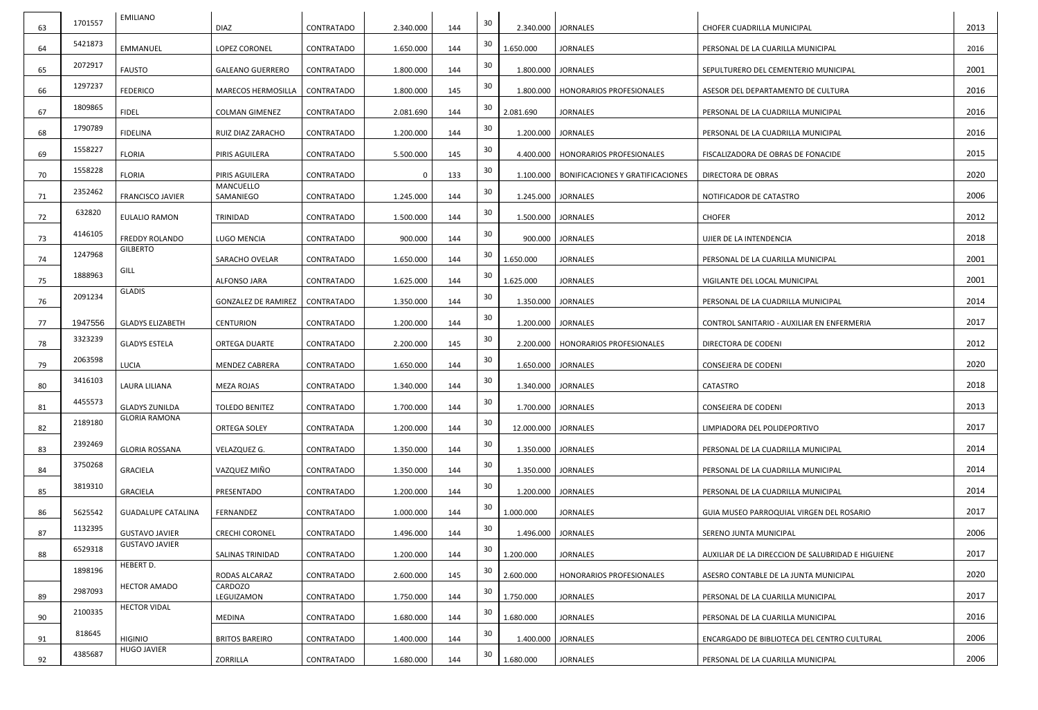| | | | | | | | | | | | |
|---|---|---|---|---|---|---|---|---|---|---|---|
| 63 | 1701557 | EMILIANO | DIAZ | CONTRATADO | 2.340.000 | 144 | 30 | 2.340.000 | JORNALES | CHOFER CUADRILLA MUNICIPAL | 2013 |
| 64 | 5421873 | EMMANUEL | LOPEZ CORONEL | CONTRATADO | 1.650.000 | 144 | 30 | 1.650.000 | JORNALES | PERSONAL DE LA CUARILLA MUNICIPAL | 2016 |
| 65 | 2072917 | FAUSTO | GALEANO GUERRERO | CONTRATADO | 1.800.000 | 144 | 30 | 1.800.000 | JORNALES | SEPULTURERO DEL CEMENTERIO MUNICIPAL | 2001 |
| 66 | 1297237 | FEDERICO | MARECOS HERMOSILLA | CONTRATADO | 1.800.000 | 145 | 30 | 1.800.000 | HONORARIOS PROFESIONALES | ASESOR DEL DEPARTAMENTO DE CULTURA | 2016 |
| 67 | 1809865 | FIDEL | COLMAN GIMENEZ | CONTRATADO | 2.081.690 | 144 | 30 | 2.081.690 | JORNALES | PERSONAL DE LA CUADRILLA MUNICIPAL | 2016 |
| 68 | 1790789 | FIDELINA | RUIZ DIAZ ZARACHO | CONTRATADO | 1.200.000 | 144 | 30 | 1.200.000 | JORNALES | PERSONAL DE LA CUADRILLA MUNICIPAL | 2016 |
| 69 | 1558227 | FLORIA | PIRIS AGUILERA | CONTRATADO | 5.500.000 | 145 | 30 | 4.400.000 | HONORARIOS PROFESIONALES | FISCALIZADORA DE OBRAS DE FONACIDE | 2015 |
| 70 | 1558228 | FLORIA | PIRIS AGUILERA | CONTRATADO | 0 | 133 | 30 | 1.100.000 | BONIFICACIONES Y GRATIFICACIONES | DIRECTORA DE OBRAS | 2020 |
| 71 | 2352462 | FRANCISCO JAVIER | MANCUELLO SAMANIEGO | CONTRATADO | 1.245.000 | 144 | 30 | 1.245.000 | JORNALES | NOTIFICADOR DE CATASTRO | 2006 |
| 72 | 632820 | EULALIO RAMON | TRINIDAD | CONTRATADO | 1.500.000 | 144 | 30 | 1.500.000 | JORNALES | CHOFER | 2012 |
| 73 | 4146105 | FREDDY ROLANDO | LUGO MENCIA | CONTRATADO | 900.000 | 144 | 30 | 900.000 | JORNALES | UJIER DE LA INTENDENCIA | 2018 |
| 74 | 1247968 | GILBERTO | SARACHO OVELAR | CONTRATADO | 1.650.000 | 144 | 30 | 1.650.000 | JORNALES | PERSONAL DE LA CUARILLA MUNICIPAL | 2001 |
| 75 | 1888963 | GILL | ALFONSO JARA | CONTRATADO | 1.625.000 | 144 | 30 | 1.625.000 | JORNALES | VIGILANTE DEL LOCAL MUNICIPAL | 2001 |
| 76 | 2091234 | GLADIS | GONZALEZ DE RAMIREZ | CONTRATADO | 1.350.000 | 144 | 30 | 1.350.000 | JORNALES | PERSONAL DE LA CUADRILLA MUNICIPAL | 2014 |
| 77 | 1947556 | GLADYS ELIZABETH | CENTURION | CONTRATADO | 1.200.000 | 144 | 30 | 1.200.000 | JORNALES | CONTROL SANITARIO - AUXILIAR EN ENFERMERIA | 2017 |
| 78 | 3323239 | GLADYS ESTELA | ORTEGA DUARTE | CONTRATADO | 2.200.000 | 145 | 30 | 2.200.000 | HONORARIOS PROFESIONALES | DIRECTORA DE CODENI | 2012 |
| 79 | 2063598 | LUCIA | MENDEZ CABRERA | CONTRATADO | 1.650.000 | 144 | 30 | 1.650.000 | JORNALES | CONSEJERA DE CODENI | 2020 |
| 80 | 3416103 | LAURA LILIANA | MEZA ROJAS | CONTRATADO | 1.340.000 | 144 | 30 | 1.340.000 | JORNALES | CATASTRO | 2018 |
| 81 | 4455573 | GLADYS ZUNILDA | TOLEDO BENITEZ | CONTRATADO | 1.700.000 | 144 | 30 | 1.700.000 | JORNALES | CONSEJERA DE CODENI | 2013 |
| 82 | 2189180 | GLORIA RAMONA | ORTEGA SOLEY | CONTRATADA | 1.200.000 | 144 | 30 | 12.000.000 | JORNALES | LIMPIADORA DEL POLIDEPORTIVO | 2017 |
| 83 | 2392469 | GLORIA ROSSANA | VELAZQUEZ G. | CONTRATADO | 1.350.000 | 144 | 30 | 1.350.000 | JORNALES | PERSONAL DE LA CUADRILLA MUNICIPAL | 2014 |
| 84 | 3750268 | GRACIELA | VAZQUEZ MIÑO | CONTRATADO | 1.350.000 | 144 | 30 | 1.350.000 | JORNALES | PERSONAL DE LA CUADRILLA MUNICIPAL | 2014 |
| 85 | 3819310 | GRACIELA | PRESENTADO | CONTRATADO | 1.200.000 | 144 | 30 | 1.200.000 | JORNALES | PERSONAL DE LA CUADRILLA MUNICIPAL | 2014 |
| 86 | 5625542 | GUADALUPE CATALINA | FERNANDEZ | CONTRATADO | 1.000.000 | 144 | 30 | 1.000.000 | JORNALES | GUIA MUSEO PARROQUIAL VIRGEN DEL ROSARIO | 2017 |
| 87 | 1132395 | GUSTAVO JAVIER | CRECHI CORONEL | CONTRATADO | 1.496.000 | 144 | 30 | 1.496.000 | JORNALES | SERENO JUNTA MUNICIPAL | 2006 |
| 88 | 6529318 | GUSTAVO JAVIER | SALINAS TRINIDAD | CONTRATADO | 1.200.000 | 144 | 30 | 1.200.000 | JORNALES | AUXILIAR DE LA DIRECCION DE SALUBRIDAD E HIGUIENE | 2017 |
| | 1898196 | HEBERT D. | RODAS ALCARAZ | CONTRATADO | 2.600.000 | 145 | 30 | 2.600.000 | HONORARIOS PROFESIONALES | ASESRO CONTABLE DE LA JUNTA MUNICIPAL | 2020 |
| 89 | 2987093 | HECTOR AMADO | CARDOZO LEGUIZAMON | CONTRATADO | 1.750.000 | 144 | 30 | 1.750.000 | JORNALES | PERSONAL DE LA CUARILLA MUNICIPAL | 2017 |
| 90 | 2100335 | HECTOR VIDAL | MEDINA | CONTRATADO | 1.680.000 | 144 | 30 | 1.680.000 | JORNALES | PERSONAL DE LA CUARILLA MUNICIPAL | 2016 |
| 91 | 818645 | HIGINIO | BRITOS BAREIRO | CONTRATADO | 1.400.000 | 144 | 30 | 1.400.000 | JORNALES | ENCARGADO DE BIBLIOTECA DEL CENTRO CULTURAL | 2006 |
| 92 | 4385687 | HUGO JAVIER | ZORRILLA | CONTRATADO | 1.680.000 | 144 | 30 | 1.680.000 | JORNALES | PERSONAL DE LA CUARILLA MUNICIPAL | 2006 |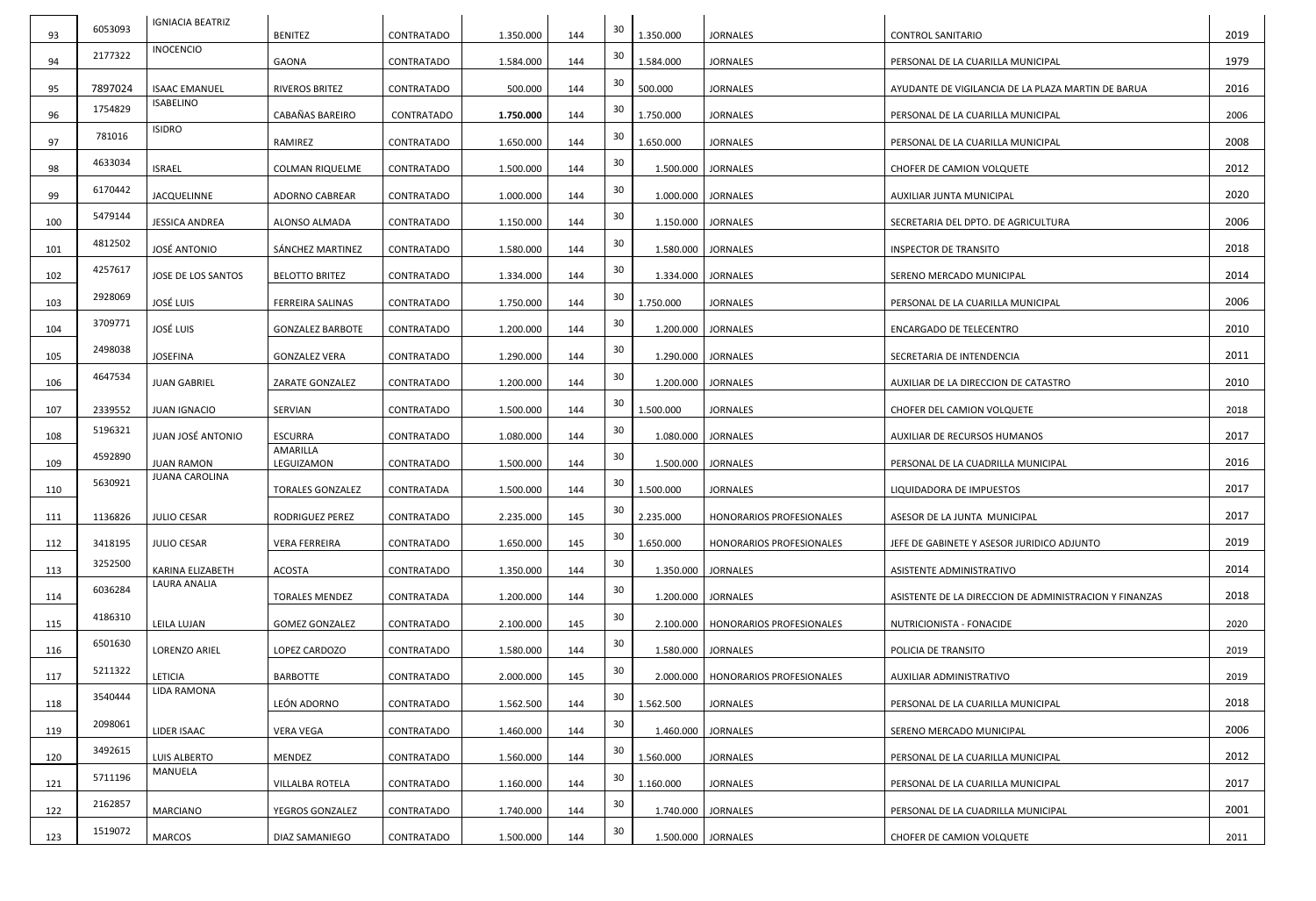| 93 | 6053093 | IGNIACIA BEATRIZ | BENITEZ | CONTRATADO | 1.350.000 | 144 | 30 | 1.350.000 | JORNALES | CONTROL SANITARIO | 2019 |
|---|---|---|---|---|---|---|---|---|---|---|---|
| 94 | 2177322 | INOCENCIO | GAONA | CONTRATADO | 1.584.000 | 144 | 30 | 1.584.000 | JORNALES | PERSONAL DE LA CUARILLA MUNICIPAL | 1979 |
| 95 | 7897024 | ISAAC EMANUEL | RIVEROS BRITEZ | CONTRATADO | 500.000 | 144 | 30 | 500.000 | JORNALES | AYUDANTE DE VIGILANCIA DE LA PLAZA MARTIN DE BARUA | 2016 |
| 96 | 1754829 | ISABELINO | CABAÑAS BAREIRO | CONTRATADO | **1.750.000** | 144 | 30 | 1.750.000 | JORNALES | PERSONAL DE LA CUARILLA MUNICIPAL | 2006 |
| 97 | 781016 | ISIDRO | RAMIREZ | CONTRATADO | 1.650.000 | 144 | 30 | 1.650.000 | JORNALES | PERSONAL DE LA CUARILLA MUNICIPAL | 2008 |
| 98 | 4633034 | ISRAEL | COLMAN RIQUELME | CONTRATADO | 1.500.000 | 144 | 30 | 1.500.000 | JORNALES | CHOFER DE CAMION VOLQUETE | 2012 |
| 99 | 6170442 | JACQUELINNE | ADORNO CABREAR | CONTRATADO | 1.000.000 | 144 | 30 | 1.000.000 | JORNALES | AUXILIAR JUNTA MUNICIPAL | 2020 |
| 100 | 5479144 | JESSICA ANDREA | ALONSO ALMADA | CONTRATADO | 1.150.000 | 144 | 30 | 1.150.000 | JORNALES | SECRETARIA DEL DPTO. DE AGRICULTURA | 2006 |
| 101 | 4812502 | JOSÉ ANTONIO | SÁNCHEZ MARTINEZ | CONTRATADO | 1.580.000 | 144 | 30 | 1.580.000 | JORNALES | INSPECTOR DE TRANSITO | 2018 |
| 102 | 4257617 | JOSE DE LOS SANTOS | BELOTTO BRITEZ | CONTRATADO | 1.334.000 | 144 | 30 | 1.334.000 | JORNALES | SERENO MERCADO MUNICIPAL | 2014 |
| 103 | 2928069 | JOSÉ LUIS | FERREIRA SALINAS | CONTRATADO | 1.750.000 | 144 | 30 | 1.750.000 | JORNALES | PERSONAL DE LA CUARILLA MUNICIPAL | 2006 |
| 104 | 3709771 | JOSÉ LUIS | GONZALEZ BARBOTE | CONTRATADO | 1.200.000 | 144 | 30 | 1.200.000 | JORNALES | ENCARGADO DE TELECENTRO | 2010 |
| 105 | 2498038 | JOSEFINA | GONZALEZ VERA | CONTRATADO | 1.290.000 | 144 | 30 | 1.290.000 | JORNALES | SECRETARIA DE INTENDENCIA | 2011 |
| 106 | 4647534 | JUAN GABRIEL | ZARATE GONZALEZ | CONTRATADO | 1.200.000 | 144 | 30 | 1.200.000 | JORNALES | AUXILIAR DE LA DIRECCION DE CATASTRO | 2010 |
| 107 | 2339552 | JUAN IGNACIO | SERVIAN | CONTRATADO | 1.500.000 | 144 | 30 | 1.500.000 | JORNALES | CHOFER DEL CAMION VOLQUETE | 2018 |
| 108 | 5196321 | JUAN JOSÉ ANTONIO | ESCURRA | CONTRATADO | 1.080.000 | 144 | 30 | 1.080.000 | JORNALES | AUXILIAR DE RECURSOS HUMANOS | 2017 |
| 109 | 4592890 | JUAN RAMON | AMARILLA LEGUIZAMON | CONTRATADO | 1.500.000 | 144 | 30 | 1.500.000 | JORNALES | PERSONAL DE LA CUADRILLA MUNICIPAL | 2016 |
| 110 | 5630921 | JUANA CAROLINA | TORALES GONZALEZ | CONTRATADA | 1.500.000 | 144 | 30 | 1.500.000 | JORNALES | LIQUIDADORA DE IMPUESTOS | 2017 |
| 111 | 1136826 | JULIO CESAR | RODRIGUEZ PEREZ | CONTRATADO | 2.235.000 | 145 | 30 | 2.235.000 | HONORARIOS PROFESIONALES | ASESOR DE LA JUNTA MUNICIPAL | 2017 |
| 112 | 3418195 | JULIO CESAR | VERA FERREIRA | CONTRATADO | 1.650.000 | 145 | 30 | 1.650.000 | HONORARIOS PROFESIONALES | JEFE DE GABINETE Y ASESOR JURIDICO ADJUNTO | 2019 |
| 113 | 3252500 | KARINA ELIZABETH | ACOSTA | CONTRATADO | 1.350.000 | 144 | 30 | 1.350.000 | JORNALES | ASISTENTE ADMINISTRATIVO | 2014 |
| 114 | 6036284 | LAURA ANALIA | TORALES MENDEZ | CONTRATADA | 1.200.000 | 144 | 30 | 1.200.000 | JORNALES | ASISTENTE DE LA DIRECCION DE ADMINISTRACION Y FINANZAS | 2018 |
| 115 | 4186310 | LEILA LUJAN | GOMEZ GONZALEZ | CONTRATADO | 2.100.000 | 145 | 30 | 2.100.000 | HONORARIOS PROFESIONALES | NUTRICIONISTA - FONACIDE | 2020 |
| 116 | 6501630 | LORENZO ARIEL | LOPEZ CARDOZO | CONTRATADO | 1.580.000 | 144 | 30 | 1.580.000 | JORNALES | POLICIA DE TRANSITO | 2019 |
| 117 | 5211322 | LETICIA | BARBOTTE | CONTRATADO | 2.000.000 | 145 | 30 | 2.000.000 | HONORARIOS PROFESIONALES | AUXILIAR ADMINISTRATIVO | 2019 |
| 118 | 3540444 | LIDA RAMONA | LEÓN ADORNO | CONTRATADO | 1.562.500 | 144 | 30 | 1.562.500 | JORNALES | PERSONAL DE LA CUARILLA MUNICIPAL | 2018 |
| 119 | 2098061 | LIDER ISAAC | VERA VEGA | CONTRATADO | 1.460.000 | 144 | 30 | 1.460.000 | JORNALES | SERENO MERCADO MUNICIPAL | 2006 |
| 120 | 3492615 | LUIS ALBERTO | MENDEZ | CONTRATADO | 1.560.000 | 144 | 30 | 1.560.000 | JORNALES | PERSONAL DE LA CUARILLA MUNICIPAL | 2012 |
| 121 | 5711196 | MANUELA | VILLALBA ROTELA | CONTRATADO | 1.160.000 | 144 | 30 | 1.160.000 | JORNALES | PERSONAL DE LA CUARILLA MUNICIPAL | 2017 |
| 122 | 2162857 | MARCIANO | YEGROS GONZALEZ | CONTRATADO | 1.740.000 | 144 | 30 | 1.740.000 | JORNALES | PERSONAL DE LA CUADRILLA MUNICIPAL | 2001 |
| 123 | 1519072 | MARCOS | DIAZ SAMANIEGO | CONTRATADO | 1.500.000 | 144 | 30 | 1.500.000 | JORNALES | CHOFER DE CAMION VOLQUETE | 2011 |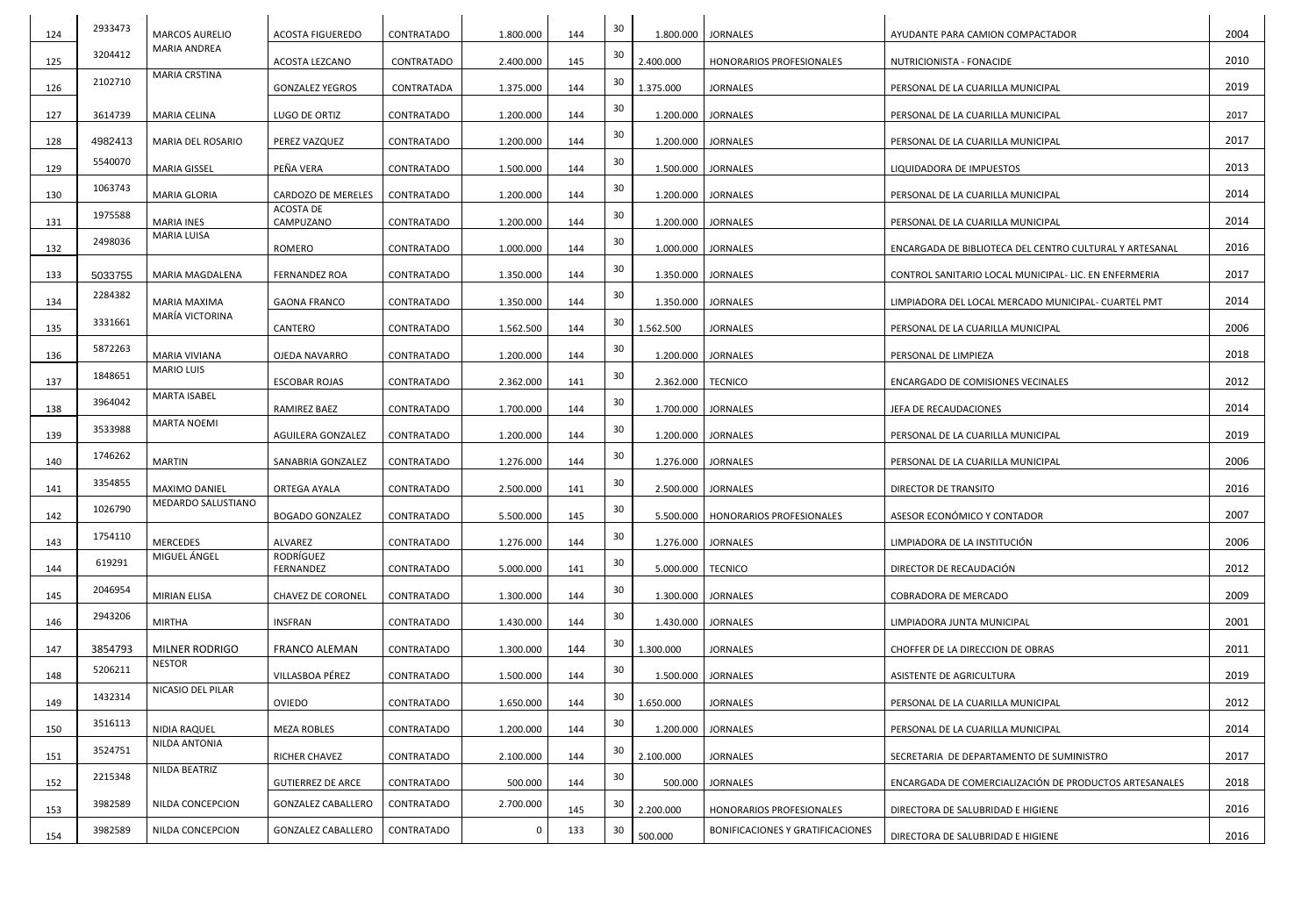| | | | | | | | | | | | |
|---|---|---|---|---|---|---|---|---|---|---|---|
| 124 | 2933473 | MARCOS AURELIO | ACOSTA FIGUEREDO | CONTRATADO | 1.800.000 | 144 | 30 | 1.800.000 | JORNALES | AYUDANTE PARA CAMION COMPACTADOR | 2004 |
| 125 | 3204412 | MARIA ANDREA | ACOSTA LEZCANO | CONTRATADO | 2.400.000 | 145 | 30 | 2.400.000 | HONORARIOS PROFESIONALES | NUTRICIONISTA - FONACIDE | 2010 |
| 126 | 2102710 | MARIA CRSTINA | GONZALEZ YEGROS | CONTRATADA | 1.375.000 | 144 | 30 | 1.375.000 | JORNALES | PERSONAL DE LA CUARILLA MUNICIPAL | 2019 |
| 127 | 3614739 | MARIA CELINA | LUGO DE ORTIZ | CONTRATADO | 1.200.000 | 144 | 30 | 1.200.000 | JORNALES | PERSONAL DE LA CUARILLA MUNICIPAL | 2017 |
| 128 | 4982413 | MARIA DEL ROSARIO | PEREZ VAZQUEZ | CONTRATADO | 1.200.000 | 144 | 30 | 1.200.000 | JORNALES | PERSONAL DE LA CUARILLA MUNICIPAL | 2017 |
| 129 | 5540070 | MARIA GISSEL | PEÑA VERA | CONTRATADO | 1.500.000 | 144 | 30 | 1.500.000 | JORNALES | LIQUIDADORA DE IMPUESTOS | 2013 |
| 130 | 1063743 | MARIA GLORIA | CARDOZO DE MERELES | CONTRATADO | 1.200.000 | 144 | 30 | 1.200.000 | JORNALES | PERSONAL DE LA CUARILLA MUNICIPAL | 2014 |
| 131 | 1975588 | MARIA INES | ACOSTA DE CAMPUZANO | CONTRATADO | 1.200.000 | 144 | 30 | 1.200.000 | JORNALES | PERSONAL DE LA CUARILLA MUNICIPAL | 2014 |
| 132 | 2498036 | MARIA LUISA | ROMERO | CONTRATADO | 1.000.000 | 144 | 30 | 1.000.000 | JORNALES | ENCARGADA DE BIBLIOTECA DEL CENTRO CULTURAL Y ARTESANAL | 2016 |
| 133 | 5033755 | MARIA MAGDALENA | FERNANDEZ ROA | CONTRATADO | 1.350.000 | 144 | 30 | 1.350.000 | JORNALES | CONTROL SANITARIO LOCAL MUNICIPAL- LIC. EN ENFERMERIA | 2017 |
| 134 | 2284382 | MARIA MAXIMA | GAONA FRANCO | CONTRATADO | 1.350.000 | 144 | 30 | 1.350.000 | JORNALES | LIMPIADORA DEL LOCAL MERCADO MUNICIPAL- CUARTEL PMT | 2014 |
| 135 | 3331661 | MARÍA VICTORINA | CANTERO | CONTRATADO | 1.562.500 | 144 | 30 | 1.562.500 | JORNALES | PERSONAL DE LA CUARILLA MUNICIPAL | 2006 |
| 136 | 5872263 | MARIA VIVIANA | OJEDA NAVARRO | CONTRATADO | 1.200.000 | 144 | 30 | 1.200.000 | JORNALES | PERSONAL DE LIMPIEZA | 2018 |
| 137 | 1848651 | MARIO LUIS | ESCOBAR ROJAS | CONTRATADO | 2.362.000 | 141 | 30 | 2.362.000 | TECNICO | ENCARGADO DE COMISIONES VECINALES | 2012 |
| 138 | 3964042 | MARTA ISABEL | RAMIREZ BAEZ | CONTRATADO | 1.700.000 | 144 | 30 | 1.700.000 | JORNALES | JEFA DE RECAUDACIONES | 2014 |
| 139 | 3533988 | MARTA NOEMI | AGUILERA GONZALEZ | CONTRATADO | 1.200.000 | 144 | 30 | 1.200.000 | JORNALES | PERSONAL DE LA CUARILLA MUNICIPAL | 2019 |
| 140 | 1746262 | MARTIN | SANABRIA GONZALEZ | CONTRATADO | 1.276.000 | 144 | 30 | 1.276.000 | JORNALES | PERSONAL DE LA CUARILLA MUNICIPAL | 2006 |
| 141 | 3354855 | MAXIMO DANIEL | ORTEGA AYALA | CONTRATADO | 2.500.000 | 141 | 30 | 2.500.000 | JORNALES | DIRECTOR DE TRANSITO | 2016 |
| 142 | 1026790 | MEDARDO SALUSTIANO | BOGADO GONZALEZ | CONTRATADO | 5.500.000 | 145 | 30 | 5.500.000 | HONORARIOS PROFESIONALES | ASESOR ECONÓMICO Y CONTADOR | 2007 |
| 143 | 1754110 | MERCEDES | ALVAREZ | CONTRATADO | 1.276.000 | 144 | 30 | 1.276.000 | JORNALES | LIMPIADORA DE LA INSTITUCIÓN | 2006 |
| 144 | 619291 | MIGUEL ÁNGEL | RODRÍGUEZ FERNANDEZ | CONTRATADO | 5.000.000 | 141 | 30 | 5.000.000 | TECNICO | DIRECTOR DE RECAUDACIÓN | 2012 |
| 145 | 2046954 | MIRIAN ELISA | CHAVEZ DE CORONEL | CONTRATADO | 1.300.000 | 144 | 30 | 1.300.000 | JORNALES | COBRADORA DE MERCADO | 2009 |
| 146 | 2943206 | MIRTHA | INSFRAN | CONTRATADO | 1.430.000 | 144 | 30 | 1.430.000 | JORNALES | LIMPIADORA JUNTA MUNICIPAL | 2001 |
| 147 | 3854793 | MILNER RODRIGO | FRANCO ALEMAN | CONTRATADO | 1.300.000 | 144 | 30 | 1.300.000 | JORNALES | CHOFFER DE LA DIRECCION DE OBRAS | 2011 |
| 148 | 5206211 | NESTOR | VILLASBOA PÉREZ | CONTRATADO | 1.500.000 | 144 | 30 | 1.500.000 | JORNALES | ASISTENTE DE AGRICULTURA | 2019 |
| 149 | 1432314 | NICASIO DEL PILAR | OVIEDO | CONTRATADO | 1.650.000 | 144 | 30 | 1.650.000 | JORNALES | PERSONAL DE LA CUARILLA MUNICIPAL | 2012 |
| 150 | 3516113 | NIDIA RAQUEL | MEZA ROBLES | CONTRATADO | 1.200.000 | 144 | 30 | 1.200.000 | JORNALES | PERSONAL DE LA CUARILLA MUNICIPAL | 2014 |
| 151 | 3524751 | NILDA ANTONIA | RICHER CHAVEZ | CONTRATADO | 2.100.000 | 144 | 30 | 2.100.000 | JORNALES | SECRETARIA DE DEPARTAMENTO DE SUMINISTRO | 2017 |
| 152 | 2215348 | NILDA BEATRIZ | GUTIERREZ DE ARCE | CONTRATADO | 500.000 | 144 | 30 | 500.000 | JORNALES | ENCARGADA DE COMERCIALIZACIÓN DE PRODUCTOS ARTESANALES | 2018 |
| 153 | 3982589 | NILDA CONCEPCION | GONZALEZ CABALLERO | CONTRATADO | 2.700.000 | 145 | 30 | 2.200.000 | HONORARIOS PROFESIONALES | DIRECTORA DE SALUBRIDAD E HIGIENE | 2016 |
| 154 | 3982589 | NILDA CONCEPCION | GONZALEZ CABALLERO | CONTRATADO | 0 | 133 | 30 | 500.000 | BONIFICACIONES Y GRATIFICACIONES | DIRECTORA DE SALUBRIDAD E HIGIENE | 2016 |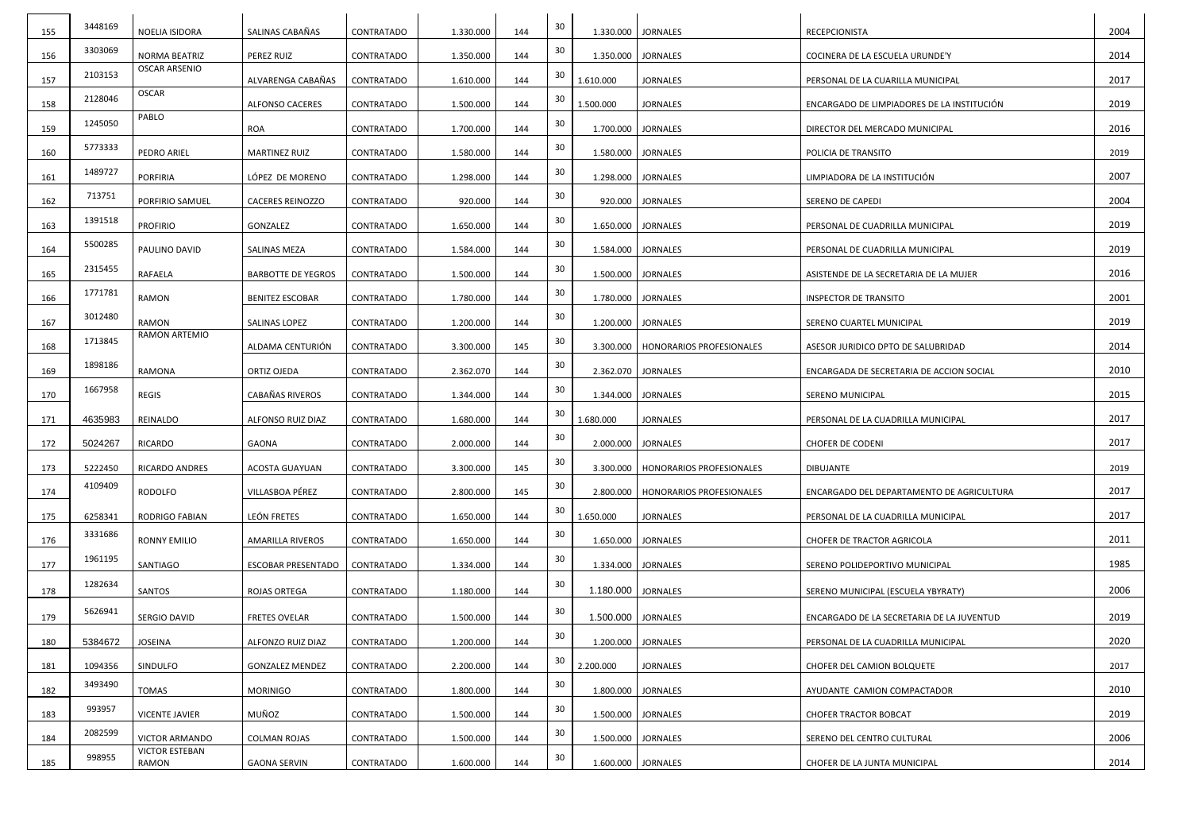| | | | | | | | | | | | |
|---|---|---|---|---|---|---|---|---|---|---|---|
| 155 | 3448169 | NOELIA ISIDORA | SALINAS CABAÑAS | CONTRATADO | 1.330.000 | 144 | 30 | 1.330.000 | JORNALES | RECEPCIONISTA | 2004 |
| 156 | 3303069 | NORMA BEATRIZ | PEREZ RUIZ | CONTRATADO | 1.350.000 | 144 | 30 | 1.350.000 | JORNALES | COCINERA DE LA ESCUELA URUNDE'Y | 2014 |
| 157 | 2103153 | OSCAR ARSENIO | ALVARENGA CABAÑAS | CONTRATADO | 1.610.000 | 144 | 30 | 1.610.000 | JORNALES | PERSONAL DE LA CUARILLA MUNICIPAL | 2017 |
| 158 | 2128046 | OSCAR | ALFONSO CACERES | CONTRATADO | 1.500.000 | 144 | 30 | 1.500.000 | JORNALES | ENCARGADO DE LIMPIADORES DE LA INSTITUCIÓN | 2019 |
| 159 | 1245050 | PABLO | ROA | CONTRATADO | 1.700.000 | 144 | 30 | 1.700.000 | JORNALES | DIRECTOR DEL MERCADO MUNICIPAL | 2016 |
| 160 | 5773333 | PEDRO ARIEL | MARTINEZ RUIZ | CONTRATADO | 1.580.000 | 144 | 30 | 1.580.000 | JORNALES | POLICIA DE TRANSITO | 2019 |
| 161 | 1489727 | PORFIRIA | LÓPEZ DE MORENO | CONTRATADO | 1.298.000 | 144 | 30 | 1.298.000 | JORNALES | LIMPIADORA DE LA INSTITUCIÓN | 2007 |
| 162 | 713751 | PORFIRIO SAMUEL | CACERES REINOZZO | CONTRATADO | 920.000 | 144 | 30 | 920.000 | JORNALES | SERENO DE CAPEDI | 2004 |
| 163 | 1391518 | PROFIRIO | GONZALEZ | CONTRATADO | 1.650.000 | 144 | 30 | 1.650.000 | JORNALES | PERSONAL DE CUADRILLA MUNICIPAL | 2019 |
| 164 | 5500285 | PAULINO DAVID | SALINAS MEZA | CONTRATADO | 1.584.000 | 144 | 30 | 1.584.000 | JORNALES | PERSONAL DE CUADRILLA MUNICIPAL | 2019 |
| 165 | 2315455 | RAFAELA | BARBOTTE DE YEGROS | CONTRATADO | 1.500.000 | 144 | 30 | 1.500.000 | JORNALES | ASISTENDE DE LA SECRETARIA DE LA MUJER | 2016 |
| 166 | 1771781 | RAMON | BENITEZ ESCOBAR | CONTRATADO | 1.780.000 | 144 | 30 | 1.780.000 | JORNALES | INSPECTOR DE TRANSITO | 2001 |
| 167 | 3012480 | RAMON | SALINAS LOPEZ | CONTRATADO | 1.200.000 | 144 | 30 | 1.200.000 | JORNALES | SERENO CUARTEL MUNICIPAL | 2019 |
| 168 | 1713845 | RAMON ARTEMIO | ALDAMA CENTURIÓN | CONTRATADO | 3.300.000 | 145 | 30 | 3.300.000 | HONORARIOS PROFESIONALES | ASESOR JURIDICO DPTO DE SALUBRIDAD | 2014 |
| 169 | 1898186 | RAMONA | ORTIZ OJEDA | CONTRATADO | 2.362.070 | 144 | 30 | 2.362.070 | JORNALES | ENCARGADA DE SECRETARIA DE ACCION SOCIAL | 2010 |
| 170 | 1667958 | REGIS | CABAÑAS RIVEROS | CONTRATADO | 1.344.000 | 144 | 30 | 1.344.000 | JORNALES | SERENO MUNICIPAL | 2015 |
| 171 | 4635983 | REINALDO | ALFONSO RUIZ DIAZ | CONTRATADO | 1.680.000 | 144 | 30 | 1.680.000 | JORNALES | PERSONAL DE LA CUADRILLA MUNICIPAL | 2017 |
| 172 | 5024267 | RICARDO | GAONA | CONTRATADO | 2.000.000 | 144 | 30 | 2.000.000 | JORNALES | CHOFER DE CODENI | 2017 |
| 173 | 5222450 | RICARDO ANDRES | ACOSTA GUAYUAN | CONTRATADO | 3.300.000 | 145 | 30 | 3.300.000 | HONORARIOS PROFESIONALES | DIBUJANTE | 2019 |
| 174 | 4109409 | RODOLFO | VILLASBOA PÉREZ | CONTRATADO | 2.800.000 | 145 | 30 | 2.800.000 | HONORARIOS PROFESIONALES | ENCARGADO DEL DEPARTAMENTO DE AGRICULTURA | 2017 |
| 175 | 6258341 | RODRIGO FABIAN | LEÓN FRETES | CONTRATADO | 1.650.000 | 144 | 30 | 1.650.000 | JORNALES | PERSONAL DE LA CUADRILLA MUNICIPAL | 2017 |
| 176 | 3331686 | RONNY EMILIO | AMARILLA RIVEROS | CONTRATADO | 1.650.000 | 144 | 30 | 1.650.000 | JORNALES | CHOFER DE TRACTOR AGRICOLA | 2011 |
| 177 | 1961195 | SANTIAGO | ESCOBAR PRESENTADO | CONTRATADO | 1.334.000 | 144 | 30 | 1.334.000 | JORNALES | SERENO POLIDEPORTIVO MUNICIPAL | 1985 |
| 178 | 1282634 | SANTOS | ROJAS ORTEGA | CONTRATADO | 1.180.000 | 144 | 30 | 1.180.000 | JORNALES | SERENO MUNICIPAL (ESCUELA YBYRATY) | 2006 |
| 179 | 5626941 | SERGIO DAVID | FRETES OVELAR | CONTRATADO | 1.500.000 | 144 | 30 | 1.500.000 | JORNALES | ENCARGADO DE LA SECRETARIA DE LA JUVENTUD | 2019 |
| 180 | 5384672 | JOSEINA | ALFONZO RUIZ DIAZ | CONTRATADO | 1.200.000 | 144 | 30 | 1.200.000 | JORNALES | PERSONAL DE LA CUADRILLA MUNICIPAL | 2020 |
| 181 | 1094356 | SINDULFO | GONZALEZ MENDEZ | CONTRATADO | 2.200.000 | 144 | 30 | 2.200.000 | JORNALES | CHOFER DEL CAMION BOLQUETE | 2017 |
| 182 | 3493490 | TOMAS | MORINIGO | CONTRATADO | 1.800.000 | 144 | 30 | 1.800.000 | JORNALES | AYUDANTE CAMION COMPACTADOR | 2010 |
| 183 | 993957 | VICENTE JAVIER | MUÑOZ | CONTRATADO | 1.500.000 | 144 | 30 | 1.500.000 | JORNALES | CHOFER TRACTOR BOBCAT | 2019 |
| 184 | 2082599 | VICTOR ARMANDO | COLMAN ROJAS | CONTRATADO | 1.500.000 | 144 | 30 | 1.500.000 | JORNALES | SERENO DEL CENTRO CULTURAL | 2006 |
| 185 | 998955 | VICTOR ESTEBAN RAMON | GAONA SERVIN | CONTRATADO | 1.600.000 | 144 | 30 | 1.600.000 | JORNALES | CHOFER DE LA JUNTA MUNICIPAL | 2014 |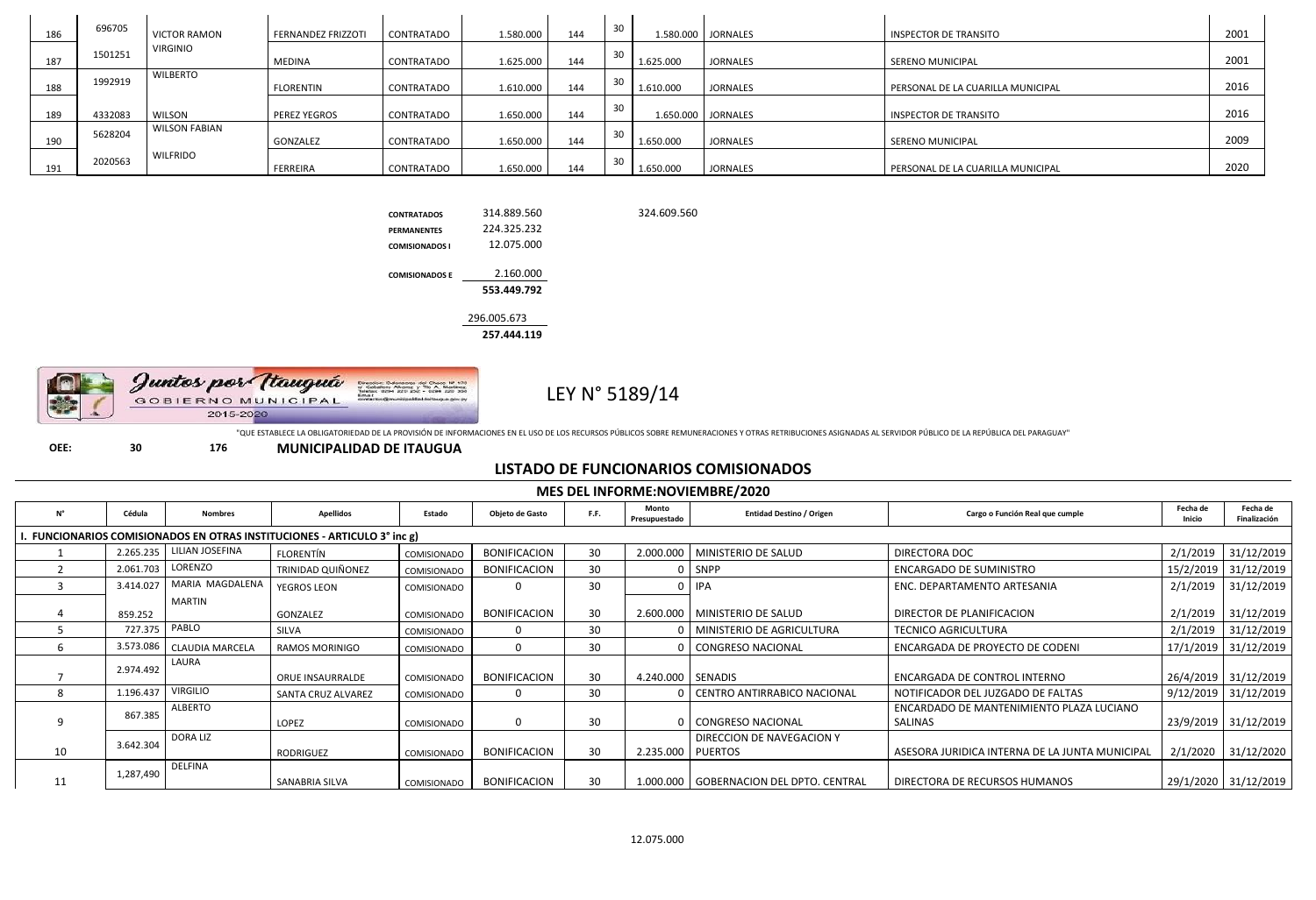| 186 | 696705 | VICTOR RAMON | FERNANDEZ FRIZZOTI | CONTRATADO | 1.580.000 | 144 | 30 | 1.580.000 | JORNALES | INSPECTOR DE TRANSITO | 2001 |
|---|---|---|---|---|---|---|---|---|---|---|---|
| 187 | 1501251 | VIRGINIO | MEDINA | CONTRATADO | 1.625.000 | 144 | 30 | 1.625.000 | JORNALES | SERENO MUNICIPAL | 2001 |
| 188 | 1992919 | WILBERTO | FLORENTIN | CONTRATADO | 1.610.000 | 144 | 30 | 1.610.000 | JORNALES | PERSONAL DE LA CUARILLA MUNICIPAL | 2016 |
| 189 | 4332083 | WILSON | PEREZ YEGROS | CONTRATADO | 1.650.000 | 144 | 30 | 1.650.000 | JORNALES | INSPECTOR DE TRANSITO | 2016 |
| 190 | 5628204 | WILSON FABIAN | GONZALEZ | CONTRATADO | 1.650.000 | 144 | 30 | 1.650.000 | JORNALES | SERENO MUNICIPAL | 2009 |
| 191 | 2020563 | WILFRIDO | FERREIRA | CONTRATADO | 1.650.000 | 144 | 30 | 1.650.000 | JORNALES | PERSONAL DE LA CUARILLA MUNICIPAL | 2020 |

| | | |
|---|---|---|
| **CONTRATADOS** | 314.889.560 | 324.609.560 |
| **PERMANENTES** | 224.325.232 | |
| **COMISIONADOS I** | 12.075.000 | |
| **COMISIONADOS E** | 2.160.000 | |
| | **553.449.792** | |
| | 296.005.673 | |
| | **257.444.119** | |

Juntos por Itauguá
GOBIERNO MUNICIPAL
2015-2020

# LEY N° 5189/14

"QUE ESTABLECE LA OBLIGATORIEDAD DE LA PROVISIÓN DE INFORMACIONES EN EL USO DE LOS RECURSOS PÚBLICOS SOBRE REMUNERACIONES Y OTRAS RETRIBUCIONES ASIGNADAS AL SERVIDOR PÚBLICO DE LA REPÚBLICA DEL PARAGUAY"

**OEE:** 30 176 **MUNICIPALIDAD DE ITAUGUA**

## LISTADO DE FUNCIONARIOS COMISIONADOS

### MES DEL INFORME:NOVIEMBRE/2020

| N° | Cédula | Nombres | Apellidos | Estado | Objeto de Gasto | F.F. | Monto Presupuestado | Entidad Destino / Origen | Cargo o Función Real que cumple | Fecha de Inicio | Fecha de Finalización |
|---|---|---|---|---|---|---|---|---|---|---|---|
| **I. FUNCIONARIOS COMISIONADOS EN OTRAS INSTITUCIONES - ARTICULO 3° inc g)** | | | | | | | | | | | |
| 1 | 2.265.235 | LILIAN JOSEFINA | FLORENTÍN | COMISIONADO | BONIFICACION | 30 | 2.000.000 | MINISTERIO DE SALUD | DIRECTORA DOC | 2/1/2019 | 31/12/2019 |
| 2 | 2.061.703 | LORENZO | TRINIDAD QUIÑONEZ | COMISIONADO | BONIFICACION | 30 | 0 | SNPP | ENCARGADO DE SUMINISTRO | 15/2/2019 | 31/12/2019 |
| 3 | 3.414.027 | MARIA MAGDALENA | YEGROS LEON | COMISIONADO | 0 | 30 | 0 | IPA | ENC. DEPARTAMENTO ARTESANIA | 2/1/2019 | 31/12/2019 |
| 4 | 859.252 | MARTIN | GONZALEZ | COMISIONADO | BONIFICACION | 30 | 2.600.000 | MINISTERIO DE SALUD | DIRECTOR DE PLANIFICACION | 2/1/2019 | 31/12/2019 |
| 5 | 727.375 | PABLO | SILVA | COMISIONADO | 0 | 30 | 0 | MINISTERIO DE AGRICULTURA | TECNICO AGRICULTURA | 2/1/2019 | 31/12/2019 |
| 6 | 3.573.086 | CLAUDIA MARCELA | RAMOS MORINIGO | COMISIONADO | 0 | 30 | 0 | CONGRESO NACIONAL | ENCARGADA DE PROYECTO DE CODENI | 17/1/2019 | 31/12/2019 |
| 7 | 2.974.492 | LAURA | ORUE INSAURRALDE | COMISIONADO | BONIFICACION | 30 | 4.240.000 | SENADIS | ENCARGADA DE CONTROL INTERNO | 26/4/2019 | 31/12/2019 |
| 8 | 1.196.437 | VIRGILIO | SANTA CRUZ ALVAREZ | COMISIONADO | 0 | 30 | 0 | CENTRO ANTIRRABICO NACIONAL | NOTIFICADOR DEL JUZGADO DE FALTAS | 9/12/2019 | 31/12/2019 |
| 9 | 867.385 | ALBERTO | LOPEZ | COMISIONADO | 0 | 30 | 0 | CONGRESO NACIONAL | ENCARDADO DE MANTENIMIENTO PLAZA LUCIANO SALINAS | 23/9/2019 | 31/12/2019 |
| 10 | 3.642.304 | DORA LIZ | RODRIGUEZ | COMISIONADO | BONIFICACION | 30 | 2.235.000 | DIRECCION DE NAVEGACION Y PUERTOS | ASESORA JURIDICA INTERNA DE LA JUNTA MUNICIPAL | 2/1/2020 | 31/12/2020 |
| 11 | 1,287,490 | DELFINA | SANABRIA SILVA | COMISIONADO | BONIFICACION | 30 | 1.000.000 | GOBERNACION DEL DPTO. CENTRAL | DIRECTORA DE RECURSOS HUMANOS | 29/1/2020 | 31/12/2019 |

12.075.000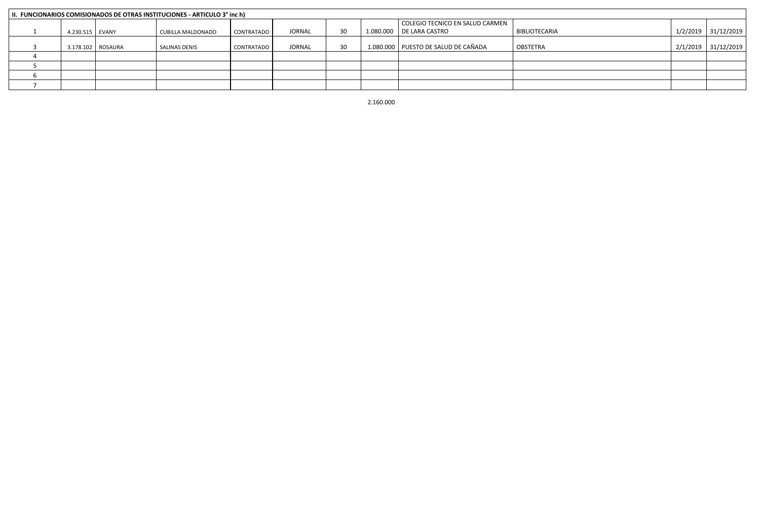| II. FUNCIONARIOS COMISIONADOS DE OTRAS INSTITUCIONES - ARTICULO 3° inc h) | | | | | | | | | | | |
|---|---|---|---|---|---|---|---|---|---|---|---|
| 1 | 4.230.515 | EVANY | CUBILLA MALDONADO | CONTRATADO | JORNAL | 30 | 1.080.000 | COLEGIO TECNICO EN SALUD CARMEN DE LARA CASTRO | BIBLIOTECARIA | 1/2/2019 | 31/12/2019 |
| 3 | 3.178.102 | ROSAURA | SALINAS DENIS | CONTRATADO | JORNAL | 30 | 1.080.000 | PUESTO DE SALUD DE CAÑADA | OBSTETRA | 2/1/2019 | 31/12/2019 |
| 4 | | | | | | | | | | | |
| 5 | | | | | | | | | | | |
| 6 | | | | | | | | | | | |
| 7 | | | | | | | | | | | |
| | | | | | | | 2.160.000 | | | | |